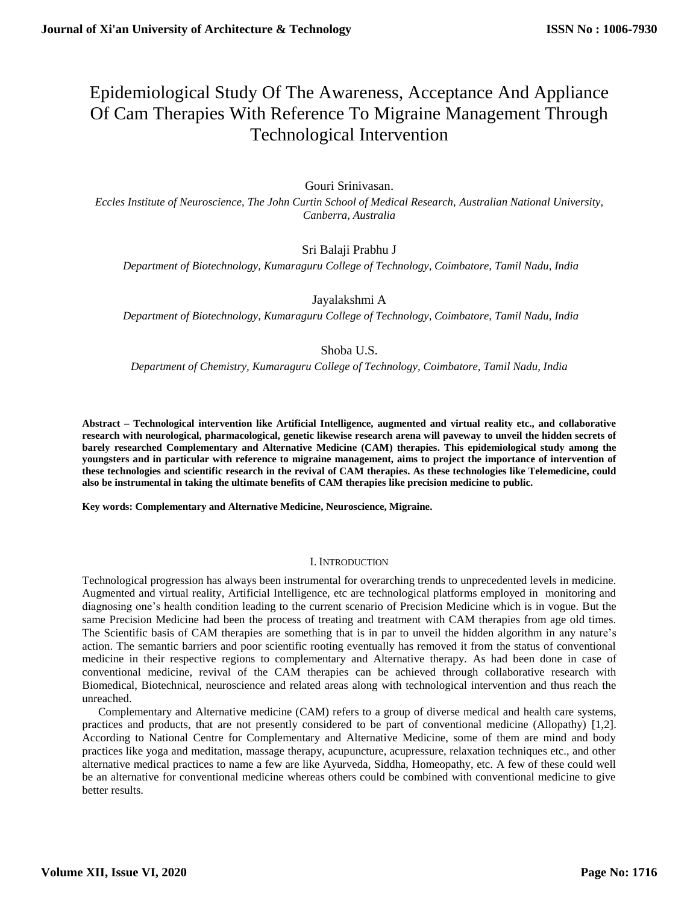# Epidemiological Study Of The Awareness, Acceptance And Appliance Of Cam Therapies With Reference To Migraine Management Through Technological Intervention

Gouri Srinivasan.

*Eccles Institute of Neuroscience, The John Curtin School of Medical Research, Australian National University, Canberra, Australia*

Sri Balaji Prabhu J

*Department of Biotechnology, Kumaraguru College of Technology, Coimbatore, Tamil Nadu, India*

Jayalakshmi A

*Department of Biotechnology, Kumaraguru College of Technology, Coimbatore, Tamil Nadu, India*

Shoba U.S.

*Department of Chemistry, Kumaraguru College of Technology, Coimbatore, Tamil Nadu, India*

**Abstract – Technological intervention like Artificial Intelligence, augmented and virtual reality etc., and collaborative research with neurological, pharmacological, genetic likewise research arena will paveway to unveil the hidden secrets of barely researched Complementary and Alternative Medicine (CAM) therapies. This epidemiological study among the youngsters and in particular with reference to migraine management, aims to project the importance of intervention of these technologies and scientific research in the revival of CAM therapies. As these technologies like Telemedicine, could also be instrumental in taking the ultimate benefits of CAM therapies like precision medicine to public.**

**Key words: Complementary and Alternative Medicine, Neuroscience, Migraine.**

## I. Introduction

Technological progression has always been instrumental for overarching trends to unprecedented levels in medicine. Augmented and virtual reality, Artificial Intelligence, etc are technological platforms employed in monitoring and diagnosing one's health condition leading to the current scenario of Precision Medicine which is in vogue. But the same Precision Medicine had been the process of treating and treatment with CAM therapies from age old times. The Scientific basis of CAM therapies are something that is in par to unveil the hidden algorithm in any nature's action. The semantic barriers and poor scientific rooting eventually has removed it from the status of conventional medicine in their respective regions to complementary and Alternative therapy. As had been done in case of conventional medicine, revival of the CAM therapies can be achieved through collaborative research with Biomedical, Biotechnical, neuroscience and related areas along with technological intervention and thus reach the unreached.

Complementary and Alternative medicine (CAM) refers to a group of diverse medical and health care systems, practices and products, that are not presently considered to be part of conventional medicine (Allopathy) [1,2]. According to National Centre for Complementary and Alternative Medicine, some of them are mind and body practices like yoga and meditation, massage therapy, acupuncture, acupressure, relaxation techniques etc., and other alternative medical practices to name a few are like Ayurveda, Siddha, Homeopathy, etc. A few of these could well be an alternative for conventional medicine whereas others could be combined with conventional medicine to give better results.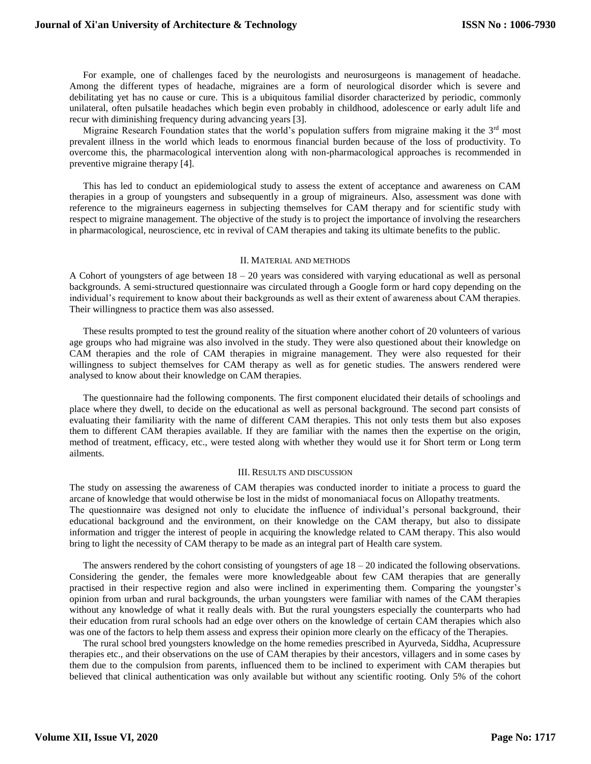For example, one of challenges faced by the neurologists and neurosurgeons is management of headache. Among the different types of headache, migraines are a form of neurological disorder which is severe and debilitating yet has no cause or cure. This is a ubiquitous familial disorder characterized by periodic, commonly unilateral, often pulsatile headaches which begin even probably in childhood, adolescence or early adult life and recur with diminishing frequency during advancing years [3].

Migraine Research Foundation states that the world's population suffers from migraine making it the 3rd most prevalent illness in the world which leads to enormous financial burden because of the loss of productivity. To overcome this, the pharmacological intervention along with non-pharmacological approaches is recommended in preventive migraine therapy [4].

This has led to conduct an epidemiological study to assess the extent of acceptance and awareness on CAM therapies in a group of youngsters and subsequently in a group of migraineurs. Also, assessment was done with reference to the migraineurs eagerness in subjecting themselves for CAM therapy and for scientific study with respect to migraine management. The objective of the study is to project the importance of involving the researchers in pharmacological, neuroscience, etc in revival of CAM therapies and taking its ultimate benefits to the public.

## II. Material and methods

A Cohort of youngsters of age between 18 – 20 years was considered with varying educational as well as personal backgrounds. A semi-structured questionnaire was circulated through a Google form or hard copy depending on the individual's requirement to know about their backgrounds as well as their extent of awareness about CAM therapies. Their willingness to practice them was also assessed.

These results prompted to test the ground reality of the situation where another cohort of 20 volunteers of various age groups who had migraine was also involved in the study. They were also questioned about their knowledge on CAM therapies and the role of CAM therapies in migraine management. They were also requested for their willingness to subject themselves for CAM therapy as well as for genetic studies. The answers rendered were analysed to know about their knowledge on CAM therapies.

The questionnaire had the following components. The first component elucidated their details of schoolings and place where they dwell, to decide on the educational as well as personal background. The second part consists of evaluating their familiarity with the name of different CAM therapies. This not only tests them but also exposes them to different CAM therapies available. If they are familiar with the names then the expertise on the origin, method of treatment, efficacy, etc., were tested along with whether they would use it for Short term or Long term ailments.

## III. Results and discussion

The study on assessing the awareness of CAM therapies was conducted inorder to initiate a process to guard the arcane of knowledge that would otherwise be lost in the midst of monomaniacal focus on Allopathy treatments.
The questionnaire was designed not only to elucidate the influence of individual's personal background, their educational background and the environment, on their knowledge on the CAM therapy, but also to dissipate information and trigger the interest of people in acquiring the knowledge related to CAM therapy. This also would bring to light the necessity of CAM therapy to be made as an integral part of Health care system.

The answers rendered by the cohort consisting of youngsters of age 18 – 20 indicated the following observations. Considering the gender, the females were more knowledgeable about few CAM therapies that are generally practised in their respective region and also were inclined in experimenting them. Comparing the youngster's opinion from urban and rural backgrounds, the urban youngsters were familiar with names of the CAM therapies without any knowledge of what it really deals with. But the rural youngsters especially the counterparts who had their education from rural schools had an edge over others on the knowledge of certain CAM therapies which also was one of the factors to help them assess and express their opinion more clearly on the efficacy of the Therapies.

The rural school bred youngsters knowledge on the home remedies prescribed in Ayurveda, Siddha, Acupressure therapies etc., and their observations on the use of CAM therapies by their ancestors, villagers and in some cases by them due to the compulsion from parents, influenced them to be inclined to experiment with CAM therapies but believed that clinical authentication was only available but without any scientific rooting. Only 5% of the cohort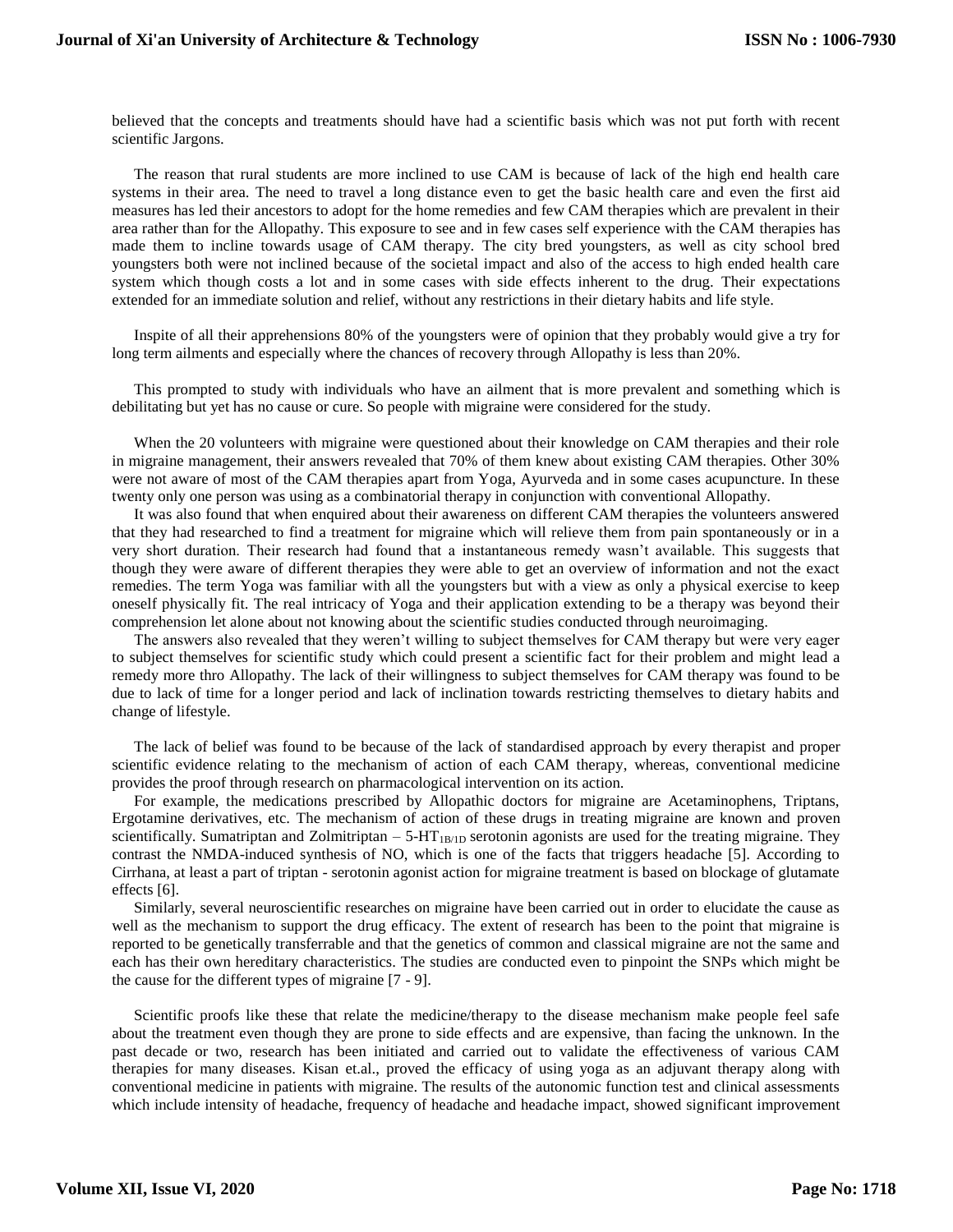believed that the concepts and treatments should have had a scientific basis which was not put forth with recent scientific Jargons.

The reason that rural students are more inclined to use CAM is because of lack of the high end health care systems in their area. The need to travel a long distance even to get the basic health care and even the first aid measures has led their ancestors to adopt for the home remedies and few CAM therapies which are prevalent in their area rather than for the Allopathy. This exposure to see and in few cases self experience with the CAM therapies has made them to incline towards usage of CAM therapy. The city bred youngsters, as well as city school bred youngsters both were not inclined because of the societal impact and also of the access to high ended health care system which though costs a lot and in some cases with side effects inherent to the drug. Their expectations extended for an immediate solution and relief, without any restrictions in their dietary habits and life style.

Inspite of all their apprehensions 80% of the youngsters were of opinion that they probably would give a try for long term ailments and especially where the chances of recovery through Allopathy is less than 20%.

This prompted to study with individuals who have an ailment that is more prevalent and something which is debilitating but yet has no cause or cure. So people with migraine were considered for the study.

When the 20 volunteers with migraine were questioned about their knowledge on CAM therapies and their role in migraine management, their answers revealed that 70% of them knew about existing CAM therapies. Other 30% were not aware of most of the CAM therapies apart from Yoga, Ayurveda and in some cases acupuncture. In these twenty only one person was using as a combinatorial therapy in conjunction with conventional Allopathy.

It was also found that when enquired about their awareness on different CAM therapies the volunteers answered that they had researched to find a treatment for migraine which will relieve them from pain spontaneously or in a very short duration. Their research had found that a instantaneous remedy wasn't available. This suggests that though they were aware of different therapies they were able to get an overview of information and not the exact remedies. The term Yoga was familiar with all the youngsters but with a view as only a physical exercise to keep oneself physically fit. The real intricacy of Yoga and their application extending to be a therapy was beyond their comprehension let alone about not knowing about the scientific studies conducted through neuroimaging.

The answers also revealed that they weren't willing to subject themselves for CAM therapy but were very eager to subject themselves for scientific study which could present a scientific fact for their problem and might lead a remedy more thro Allopathy. The lack of their willingness to subject themselves for CAM therapy was found to be due to lack of time for a longer period and lack of inclination towards restricting themselves to dietary habits and change of lifestyle.

The lack of belief was found to be because of the lack of standardised approach by every therapist and proper scientific evidence relating to the mechanism of action of each CAM therapy, whereas, conventional medicine provides the proof through research on pharmacological intervention on its action.

For example, the medications prescribed by Allopathic doctors for migraine are Acetaminophens, Triptans, Ergotamine derivatives, etc. The mechanism of action of these drugs in treating migraine are known and proven scientifically. Sumatriptan and Zolmitriptan – $5\text{-}HT_{1B/1D}$ serotonin agonists are used for the treating migraine. They contrast the NMDA-induced synthesis of NO, which is one of the facts that triggers headache [5]. According to Cirrhana, at least a part of triptan - serotonin agonist action for migraine treatment is based on blockage of glutamate effects [6].

Similarly, several neuroscientific researches on migraine have been carried out in order to elucidate the cause as well as the mechanism to support the drug efficacy. The extent of research has been to the point that migraine is reported to be genetically transferrable and that the genetics of common and classical migraine are not the same and each has their own hereditary characteristics. The studies are conducted even to pinpoint the SNPs which might be the cause for the different types of migraine [7 - 9].

Scientific proofs like these that relate the medicine/therapy to the disease mechanism make people feel safe about the treatment even though they are prone to side effects and are expensive, than facing the unknown. In the past decade or two, research has been initiated and carried out to validate the effectiveness of various CAM therapies for many diseases. Kisan et.al., proved the efficacy of using yoga as an adjuvant therapy along with conventional medicine in patients with migraine. The results of the autonomic function test and clinical assessments which include intensity of headache, frequency of headache and headache impact, showed significant improvement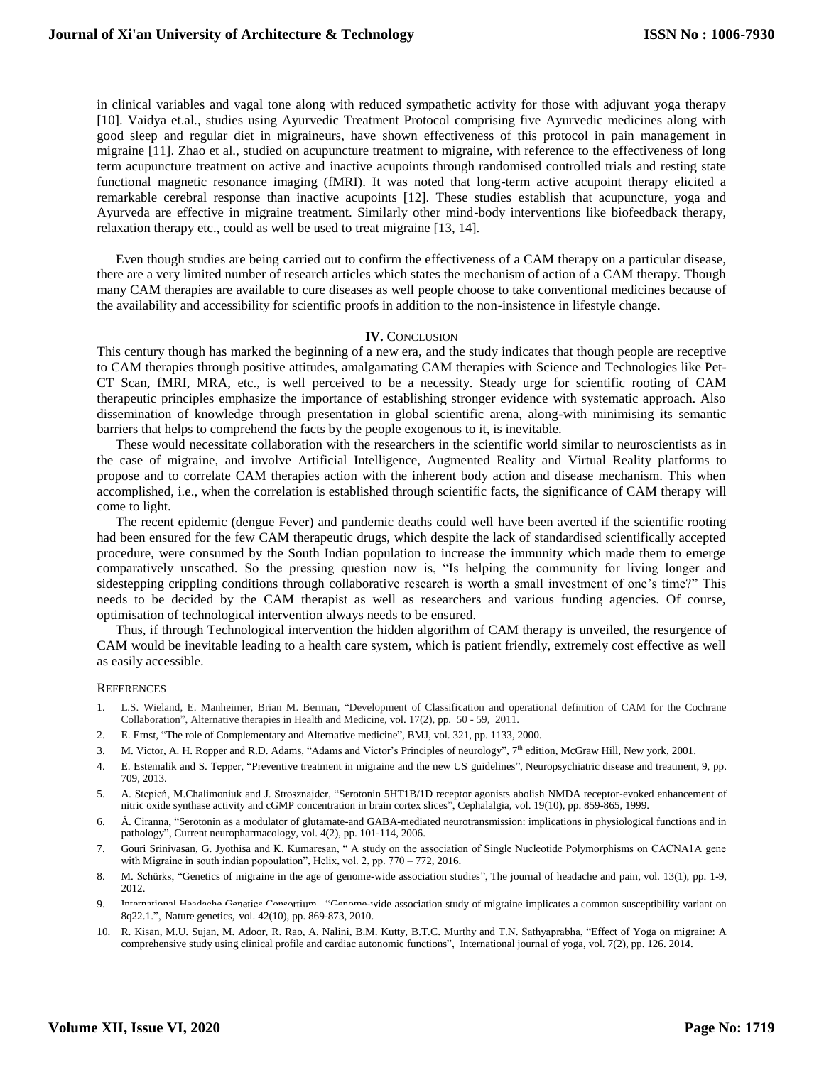in clinical variables and vagal tone along with reduced sympathetic activity for those with adjuvant yoga therapy [10]. Vaidya et.al., studies using Ayurvedic Treatment Protocol comprising five Ayurvedic medicines along with good sleep and regular diet in migraineurs, have shown effectiveness of this protocol in pain management in migraine [11]. Zhao et al., studied on acupuncture treatment to migraine, with reference to the effectiveness of long term acupuncture treatment on active and inactive acupoints through randomised controlled trials and resting state functional magnetic resonance imaging (fMRI). It was noted that long-term active acupoint therapy elicited a remarkable cerebral response than inactive acupoints [12]. These studies establish that acupuncture, yoga and Ayurveda are effective in migraine treatment. Similarly other mind-body interventions like biofeedback therapy, relaxation therapy etc., could as well be used to treat migraine [13, 14].

Even though studies are being carried out to confirm the effectiveness of a CAM therapy on a particular disease, there are a very limited number of research articles which states the mechanism of action of a CAM therapy. Though many CAM therapies are available to cure diseases as well people choose to take conventional medicines because of the availability and accessibility for scientific proofs in addition to the non-insistence in lifestyle change.

## IV. Conclusion

This century though has marked the beginning of a new era, and the study indicates that though people are receptive to CAM therapies through positive attitudes, amalgamating CAM therapies with Science and Technologies like Pet-CT Scan, fMRI, MRA, etc., is well perceived to be a necessity. Steady urge for scientific rooting of CAM therapeutic principles emphasize the importance of establishing stronger evidence with systematic approach. Also dissemination of knowledge through presentation in global scientific arena, along-with minimising its semantic barriers that helps to comprehend the facts by the people exogenous to it, is inevitable.

These would necessitate collaboration with the researchers in the scientific world similar to neuroscientists as in the case of migraine, and involve Artificial Intelligence, Augmented Reality and Virtual Reality platforms to propose and to correlate CAM therapies action with the inherent body action and disease mechanism. This when accomplished, i.e., when the correlation is established through scientific facts, the significance of CAM therapy will come to light.

The recent epidemic (dengue Fever) and pandemic deaths could well have been averted if the scientific rooting had been ensured for the few CAM therapeutic drugs, which despite the lack of standardised scientifically accepted procedure, were consumed by the South Indian population to increase the immunity which made them to emerge comparatively unscathed. So the pressing question now is, "Is helping the community for living longer and sidestepping crippling conditions through collaborative research is worth a small investment of one's time?" This needs to be decided by the CAM therapist as well as researchers and various funding agencies. Of course, optimisation of technological intervention always needs to be ensured.

Thus, if through Technological intervention the hidden algorithm of CAM therapy is unveiled, the resurgence of CAM would be inevitable leading to a health care system, which is patient friendly, extremely cost effective as well as easily accessible.

## References

1. L.S. Wieland, E. Manheimer, Brian M. Berman, "Development of Classification and operational definition of CAM for the Cochrane Collaboration", Alternative therapies in Health and Medicine, vol. 17(2), pp. 50 - 59, 2011.
2. E. Ernst, "The role of Complementary and Alternative medicine", BMJ, vol. 321, pp. 1133, 2000.
3. M. Victor, A. H. Ropper and R.D. Adams, "Adams and Victor's Principles of neurology", 7th edition, McGraw Hill, New york, 2001.
4. E. Estemalik and S. Tepper, "Preventive treatment in migraine and the new US guidelines", Neuropsychiatric disease and treatment, 9, pp. 709, 2013.
5. A. Stepień, M.Chalimoniuk and J. Strosznajder, "Serotonin 5HT1B/1D receptor agonists abolish NMDA receptor-evoked enhancement of nitric oxide synthase activity and cGMP concentration in brain cortex slices", Cephalalgia, vol. 19(10), pp. 859-865, 1999.
6. Á. Ciranna, "Serotonin as a modulator of glutamate-and GABA-mediated neurotransmission: implications in physiological functions and in pathology", Current neuropharmacology, vol. 4(2), pp. 101-114, 2006.
7. Gouri Srinivasan, G. Jyothisa and K. Kumaresan, " A study on the association of Single Nucleotide Polymorphisms on CACNA1A gene with Migraine in south indian popoulation", Helix, vol. 2, pp. 770 – 772, 2016.
8. M. Schürks, "Genetics of migraine in the age of genome-wide association studies", The journal of headache and pain, vol. 13(1), pp. 1-9, 2012.
9. International Headache Genetics Consortium, "Genome-wide association study of migraine implicates a common susceptibility variant on 8q22.1.", Nature genetics, vol. 42(10), pp. 869-873, 2010.
10. R. Kisan, M.U. Sujan, M. Adoor, R. Rao, A. Nalini, B.M. Kutty, B.T.C. Murthy and T.N. Sathyaprabha, "Effect of Yoga on migraine: A comprehensive study using clinical profile and cardiac autonomic functions", International journal of yoga, vol. 7(2), pp. 126. 2014.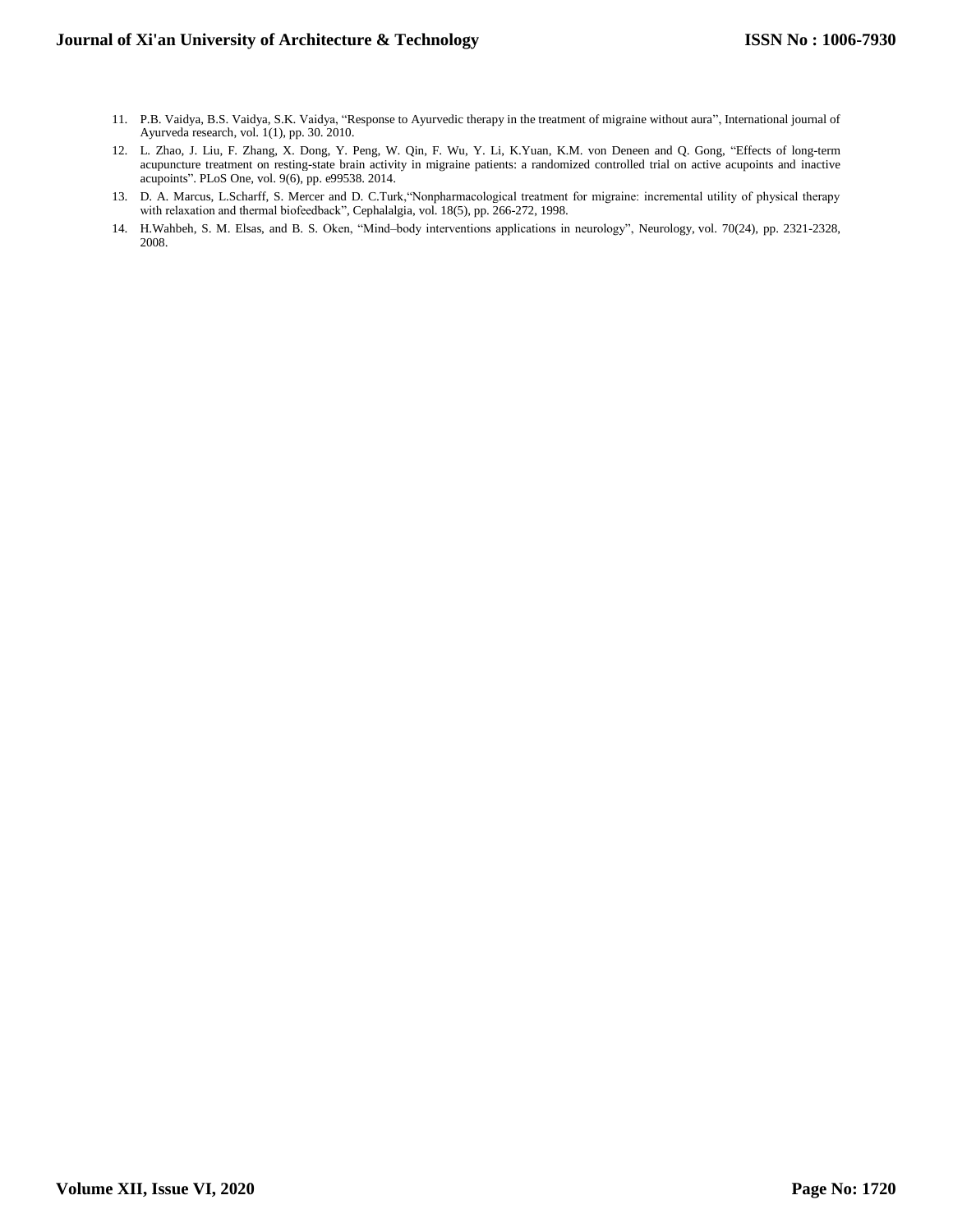11. P.B. Vaidya, B.S. Vaidya, S.K. Vaidya, "Response to Ayurvedic therapy in the treatment of migraine without aura", International journal of Ayurveda research, vol. 1(1), pp. 30. 2010.
12. L. Zhao, J. Liu, F. Zhang, X. Dong, Y. Peng, W. Qin, F. Wu, Y. Li, K.Yuan, K.M. von Deneen and Q. Gong, "Effects of long-term acupuncture treatment on resting-state brain activity in migraine patients: a randomized controlled trial on active acupoints and inactive acupoints". PLoS One, vol. 9(6), pp. e99538. 2014.
13. D. A. Marcus, L.Scharff, S. Mercer and D. C.Turk,"Nonpharmacological treatment for migraine: incremental utility of physical therapy with relaxation and thermal biofeedback", Cephalalgia, vol. 18(5), pp. 266-272, 1998.
14. H.Wahbeh, S. M. Elsas, and B. S. Oken, "Mind–body interventions applications in neurology", Neurology, vol. 70(24), pp. 2321-2328, 2008.